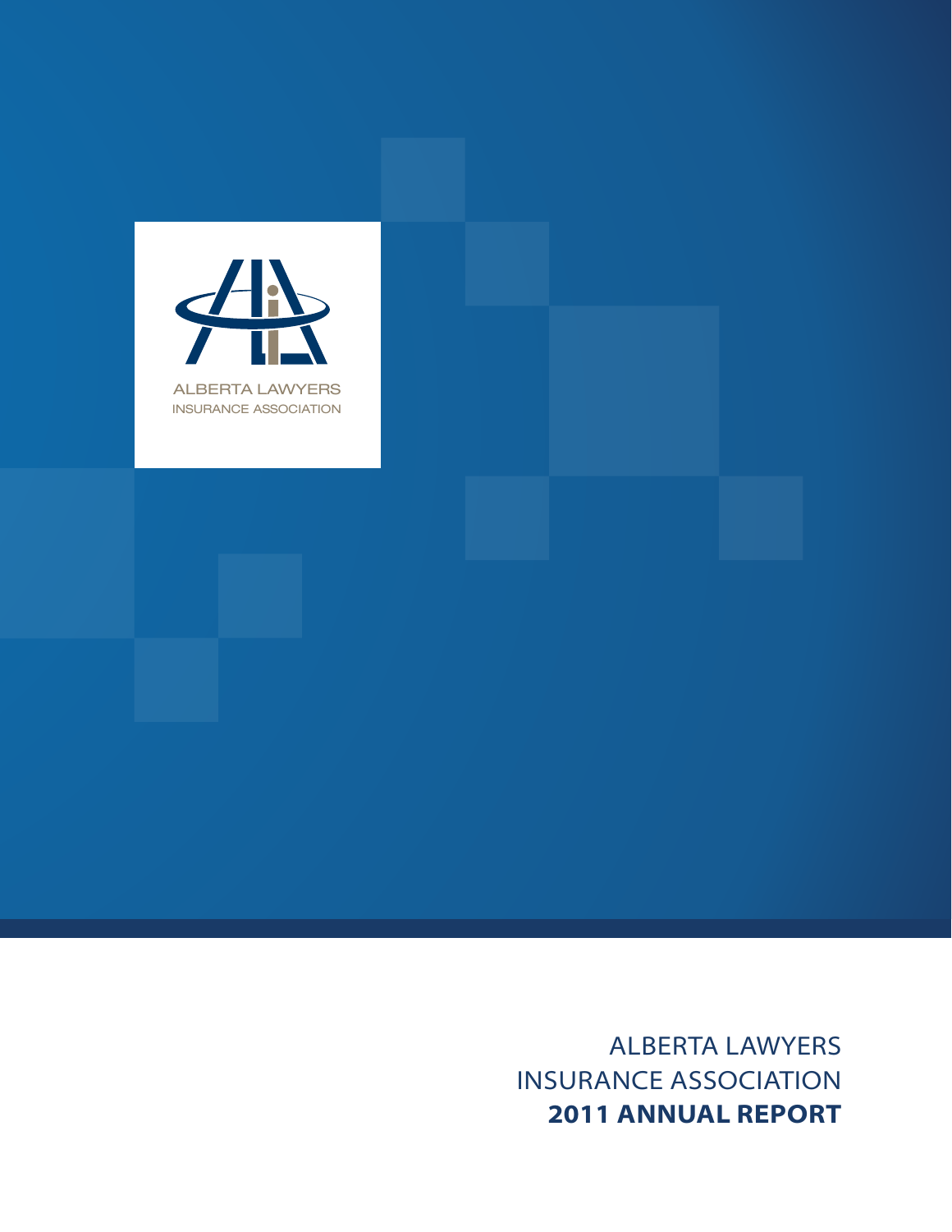ALBERTA LAWYERS
INSURANCE ASSOCIATION

# ALBERTA LAWYERS INSURANCE ASSOCIATION **2011 ANNUAL REPORT**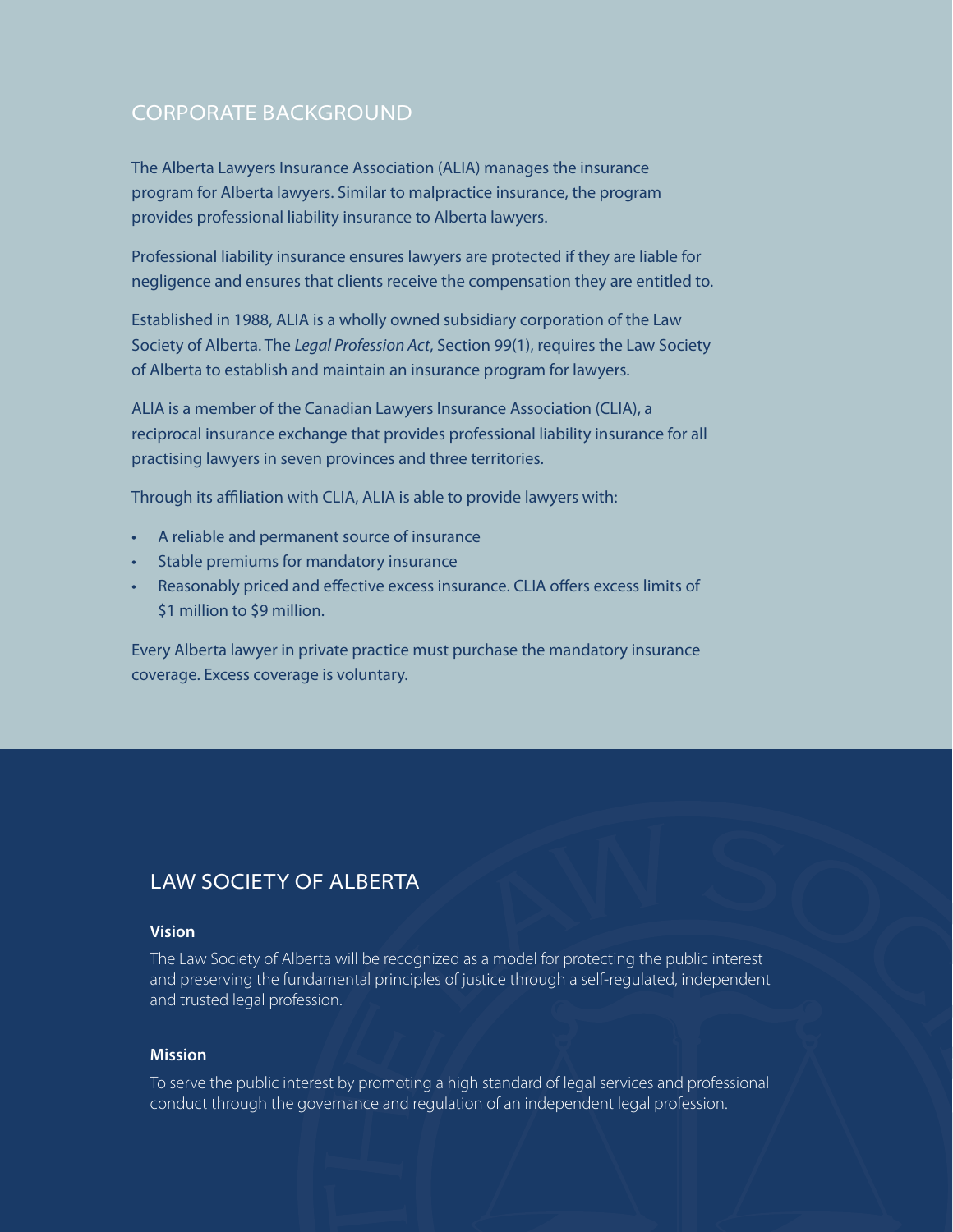## CORPORATE BACKGROUND

The Alberta Lawyers Insurance Association (ALIA) manages the insurance program for Alberta lawyers. Similar to malpractice insurance, the program provides professional liability insurance to Alberta lawyers.

Professional liability insurance ensures lawyers are protected if they are liable for negligence and ensures that clients receive the compensation they are entitled to.

Established in 1988, ALIA is a wholly owned subsidiary corporation of the Law Society of Alberta. The *Legal Profession Act*, Section 99(1), requires the Law Society of Alberta to establish and maintain an insurance program for lawyers.

ALIA is a member of the Canadian Lawyers Insurance Association (CLIA), a reciprocal insurance exchange that provides professional liability insurance for all practising lawyers in seven provinces and three territories.

Through its affiliation with CLIA, ALIA is able to provide lawyers with:

- A reliable and permanent source of insurance
- Stable premiums for mandatory insurance
- Reasonably priced and effective excess insurance. CLIA offers excess limits of $1 million to $9 million.

Every Alberta lawyer in private practice must purchase the mandatory insurance coverage. Excess coverage is voluntary.

## LAW SOCIETY OF ALBERTA

### Vision

The Law Society of Alberta will be recognized as a model for protecting the public interest and preserving the fundamental principles of justice through a self-regulated, independent and trusted legal profession.

### Mission

To serve the public interest by promoting a high standard of legal services and professional conduct through the governance and regulation of an independent legal profession.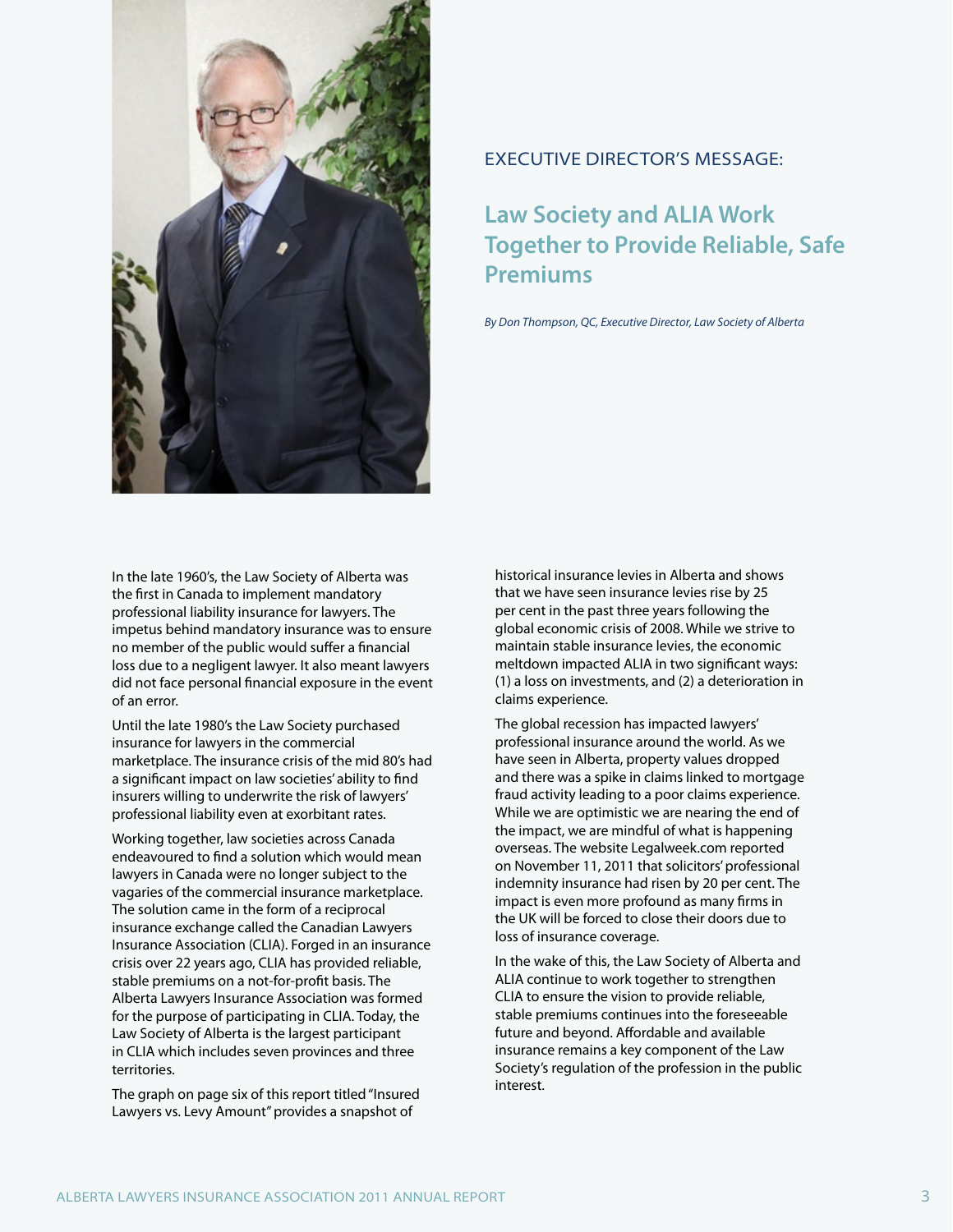EXECUTIVE DIRECTOR'S MESSAGE:

# Law Society and ALIA Work Together to Provide Reliable, Safe Premiums

*By Don Thompson, QC, Executive Director, Law Society of Alberta*

In the late 1960's, the Law Society of Alberta was the first in Canada to implement mandatory professional liability insurance for lawyers. The impetus behind mandatory insurance was to ensure no member of the public would suffer a financial loss due to a negligent lawyer. It also meant lawyers did not face personal financial exposure in the event of an error.

Until the late 1980's the Law Society purchased insurance for lawyers in the commercial marketplace. The insurance crisis of the mid 80's had a significant impact on law societies' ability to find insurers willing to underwrite the risk of lawyers' professional liability even at exorbitant rates.

Working together, law societies across Canada endeavoured to find a solution which would mean lawyers in Canada were no longer subject to the vagaries of the commercial insurance marketplace. The solution came in the form of a reciprocal insurance exchange called the Canadian Lawyers Insurance Association (CLIA). Forged in an insurance crisis over 22 years ago, CLIA has provided reliable, stable premiums on a not-for-profit basis. The Alberta Lawyers Insurance Association was formed for the purpose of participating in CLIA. Today, the Law Society of Alberta is the largest participant in CLIA which includes seven provinces and three territories.

The graph on page six of this report titled "Insured Lawyers vs. Levy Amount" provides a snapshot of historical insurance levies in Alberta and shows that we have seen insurance levies rise by 25 per cent in the past three years following the global economic crisis of 2008. While we strive to maintain stable insurance levies, the economic meltdown impacted ALIA in two significant ways: (1) a loss on investments, and (2) a deterioration in claims experience.

The global recession has impacted lawyers' professional insurance around the world. As we have seen in Alberta, property values dropped and there was a spike in claims linked to mortgage fraud activity leading to a poor claims experience. While we are optimistic we are nearing the end of the impact, we are mindful of what is happening overseas. The website Legalweek.com reported on November 11, 2011 that solicitors' professional indemnity insurance had risen by 20 per cent. The impact is even more profound as many firms in the UK will be forced to close their doors due to loss of insurance coverage.

In the wake of this, the Law Society of Alberta and ALIA continue to work together to strengthen CLIA to ensure the vision to provide reliable, stable premiums continues into the foreseeable future and beyond. Affordable and available insurance remains a key component of the Law Society's regulation of the profession in the public interest.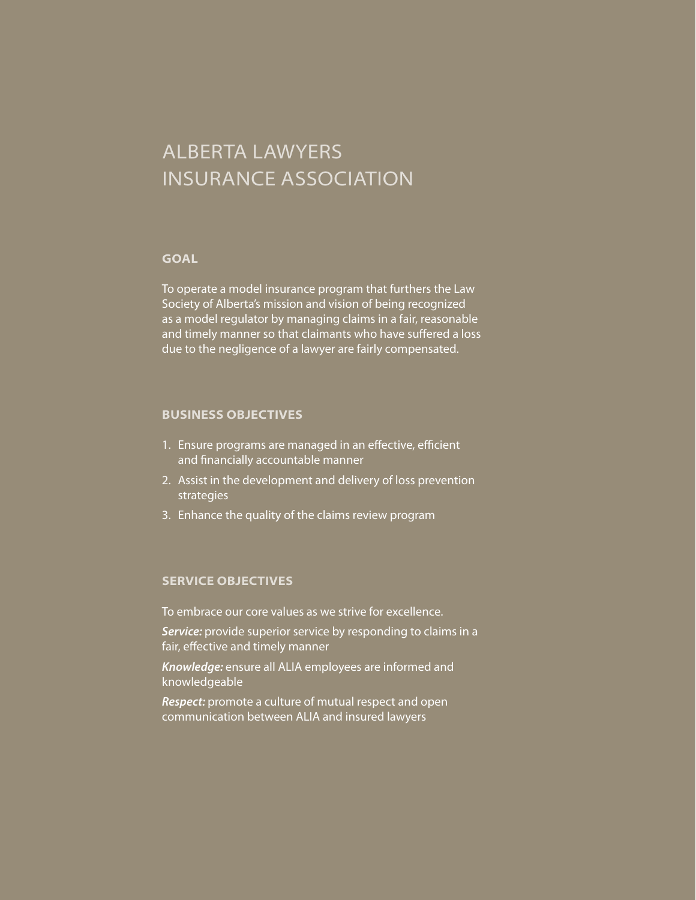# ALBERTA LAWYERS INSURANCE ASSOCIATION

## GOAL

To operate a model insurance program that furthers the Law Society of Alberta's mission and vision of being recognized as a model regulator by managing claims in a fair, reasonable and timely manner so that claimants who have suffered a loss due to the negligence of a lawyer are fairly compensated.

## BUSINESS OBJECTIVES

1. Ensure programs are managed in an effective, efficient and financially accountable manner
2. Assist in the development and delivery of loss prevention strategies
3. Enhance the quality of the claims review program

## SERVICE OBJECTIVES

To embrace our core values as we strive for excellence.

***Service:*** provide superior service by responding to claims in a fair, effective and timely manner

***Knowledge:*** ensure all ALIA employees are informed and knowledgeable

***Respect:*** promote a culture of mutual respect and open communication between ALIA and insured lawyers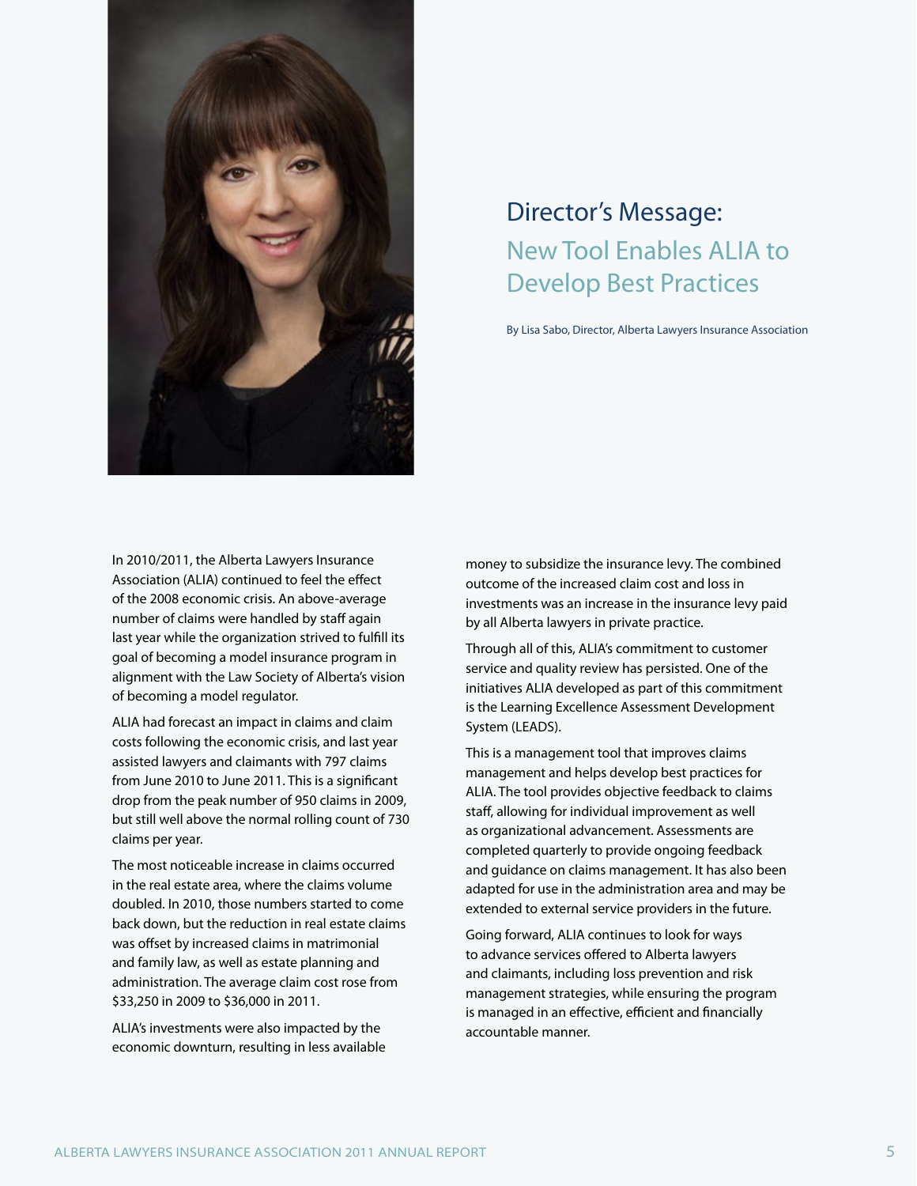# Director's Message:

## New Tool Enables ALIA to Develop Best Practices

By Lisa Sabo, Director, Alberta Lawyers Insurance Association

In 2010/2011, the Alberta Lawyers Insurance Association (ALIA) continued to feel the effect of the 2008 economic crisis. An above-average number of claims were handled by staff again last year while the organization strived to fulfill its goal of becoming a model insurance program in alignment with the Law Society of Alberta's vision of becoming a model regulator.

ALIA had forecast an impact in claims and claim costs following the economic crisis, and last year assisted lawyers and claimants with 797 claims from June 2010 to June 2011. This is a significant drop from the peak number of 950 claims in 2009, but still well above the normal rolling count of 730 claims per year.

The most noticeable increase in claims occurred in the real estate area, where the claims volume doubled. In 2010, those numbers started to come back down, but the reduction in real estate claims was offset by increased claims in matrimonial and family law, as well as estate planning and administration. The average claim cost rose from $33,250 in 2009 to $36,000 in 2011.

ALIA's investments were also impacted by the economic downturn, resulting in less available money to subsidize the insurance levy. The combined outcome of the increased claim cost and loss in investments was an increase in the insurance levy paid by all Alberta lawyers in private practice.

Through all of this, ALIA's commitment to customer service and quality review has persisted. One of the initiatives ALIA developed as part of this commitment is the Learning Excellence Assessment Development System (LEADS).

This is a management tool that improves claims management and helps develop best practices for ALIA. The tool provides objective feedback to claims staff, allowing for individual improvement as well as organizational advancement. Assessments are completed quarterly to provide ongoing feedback and guidance on claims management. It has also been adapted for use in the administration area and may be extended to external service providers in the future.

Going forward, ALIA continues to look for ways to advance services offered to Alberta lawyers and claimants, including loss prevention and risk management strategies, while ensuring the program is managed in an effective, efficient and financially accountable manner.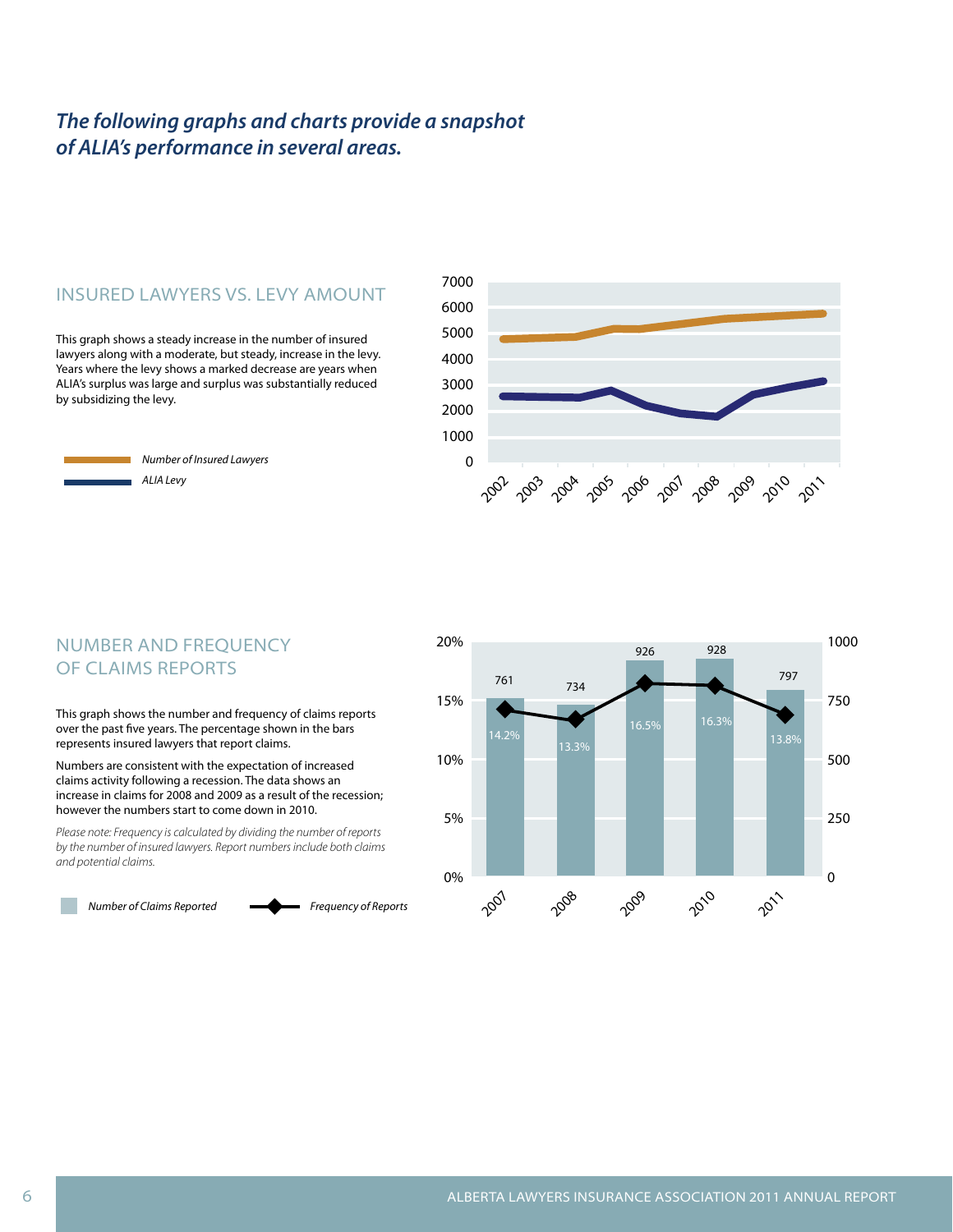*The following graphs and charts provide a snapshot of ALIA's performance in several areas.*

## INSURED LAWYERS VS. LEVY AMOUNT

This graph shows a steady increase in the number of insured lawyers along with a moderate, but steady, increase in the levy. Years where the levy shows a marked decrease are years when ALIA's surplus was large and surplus was substantially reduced by subsidizing the levy.

*Number of Insured Lawyers*

*ALIA Levy*

## NUMBER AND FREQUENCY OF CLAIMS REPORTS

This graph shows the number and frequency of claims reports over the past five years. The percentage shown in the bars represents insured lawyers that report claims.

Numbers are consistent with the expectation of increased claims activity following a recession. The data shows an increase in claims for 2008 and 2009 as a result of the recession; however the numbers start to come down in 2010.

*Please note: Frequency is calculated by dividing the number of reports by the number of insured lawyers. Report numbers include both claims and potential claims.*

| Year | Number of Claims Reported | Frequency of Reports |
|---|---|---|
| 2007 | 761 | 14.2% |
| 2008 | 734 | 13.3% |
| 2009 | 926 | 16.5% |
| 2010 | 928 | 16.3% |
| 2011 | 797 | 13.8% |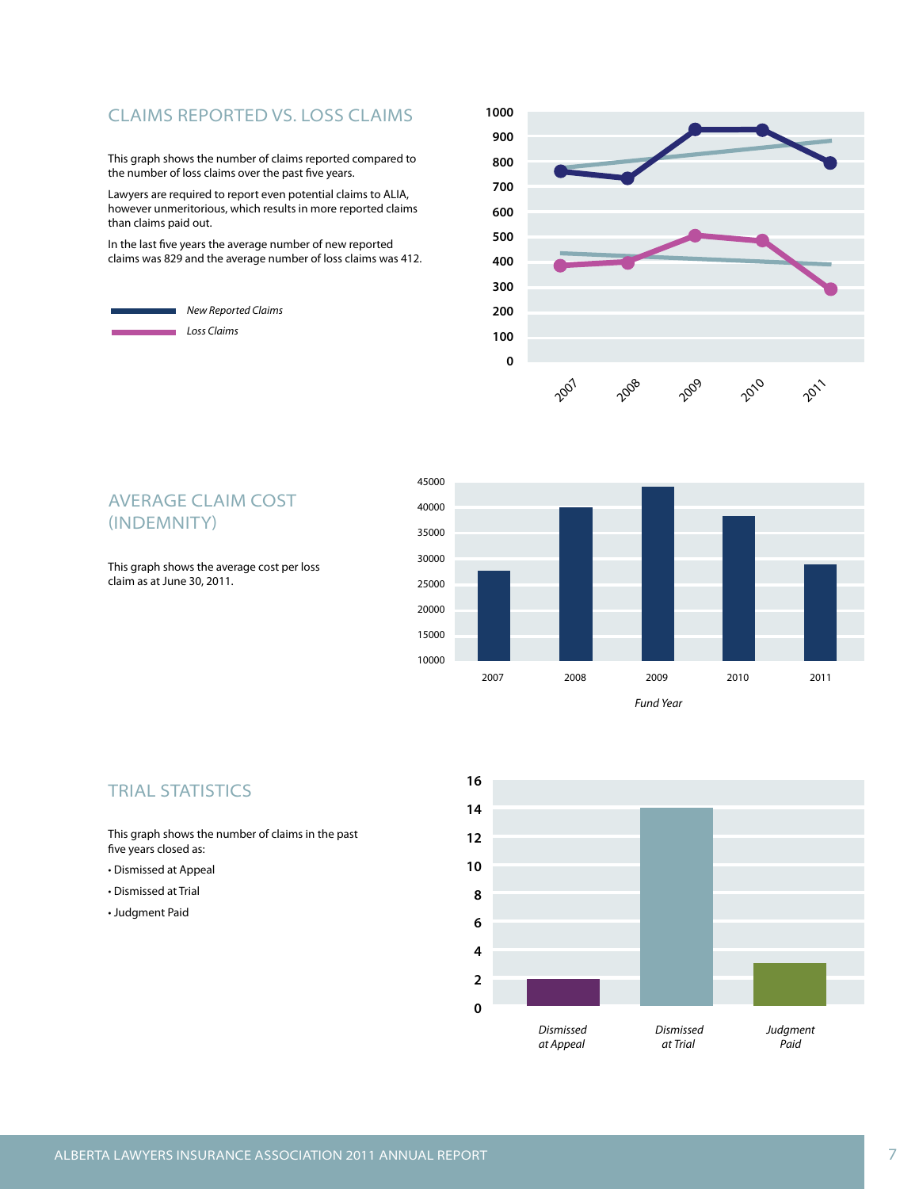## CLAIMS REPORTED VS. LOSS CLAIMS

This graph shows the number of claims reported compared to the number of loss claims over the past five years.

Lawyers are required to report even potential claims to ALIA, however unmeritorious, which results in more reported claims than claims paid out.

In the last five years the average number of new reported claims was 829 and the average number of loss claims was 412.

*New Reported Claims*

*Loss Claims*

## AVERAGE CLAIM COST (INDEMNITY)

This graph shows the average cost per loss claim as at June 30, 2011.

## TRIAL STATISTICS

This graph shows the number of claims in the past five years closed as:

- Dismissed at Appeal
- Dismissed at Trial
- Judgment Paid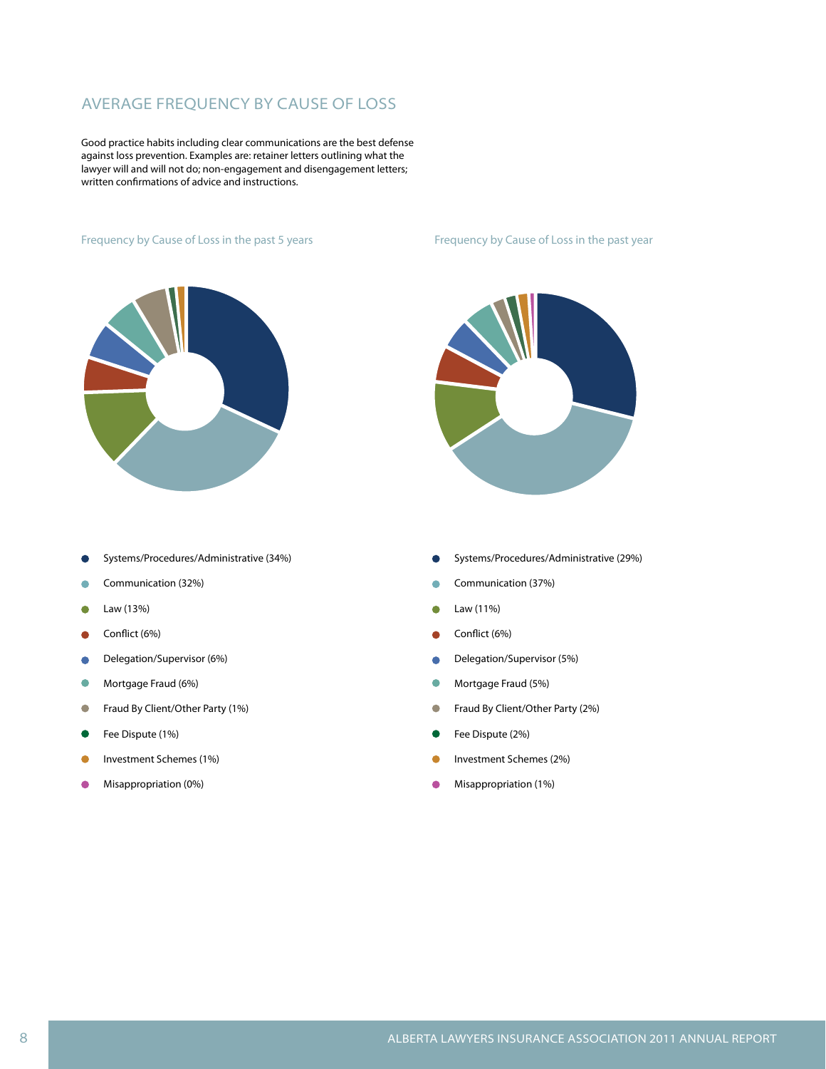## AVERAGE FREQUENCY BY CAUSE OF LOSS

Good practice habits including clear communications are the best defense against loss prevention. Examples are: retainer letters outlining what the lawyer will and will not do; non-engagement and disengagement letters; written confirmations of advice and instructions.

### Frequency by Cause of Loss in the past 5 years

- Systems/Procedures/Administrative (34%)
- Communication (32%)
- Law (13%)
- Conflict (6%)
- Delegation/Supervisor (6%)
- Mortgage Fraud (6%)
- Fraud By Client/Other Party (1%)
- Fee Dispute (1%)
- Investment Schemes (1%)
- Misappropriation (0%)

### Frequency by Cause of Loss in the past year

- Systems/Procedures/Administrative (29%)
- Communication (37%)
- Law (11%)
- Conflict (6%)
- Delegation/Supervisor (5%)
- Mortgage Fraud (5%)
- Fraud By Client/Other Party (2%)
- Fee Dispute (2%)
- Investment Schemes (2%)
- Misappropriation (1%)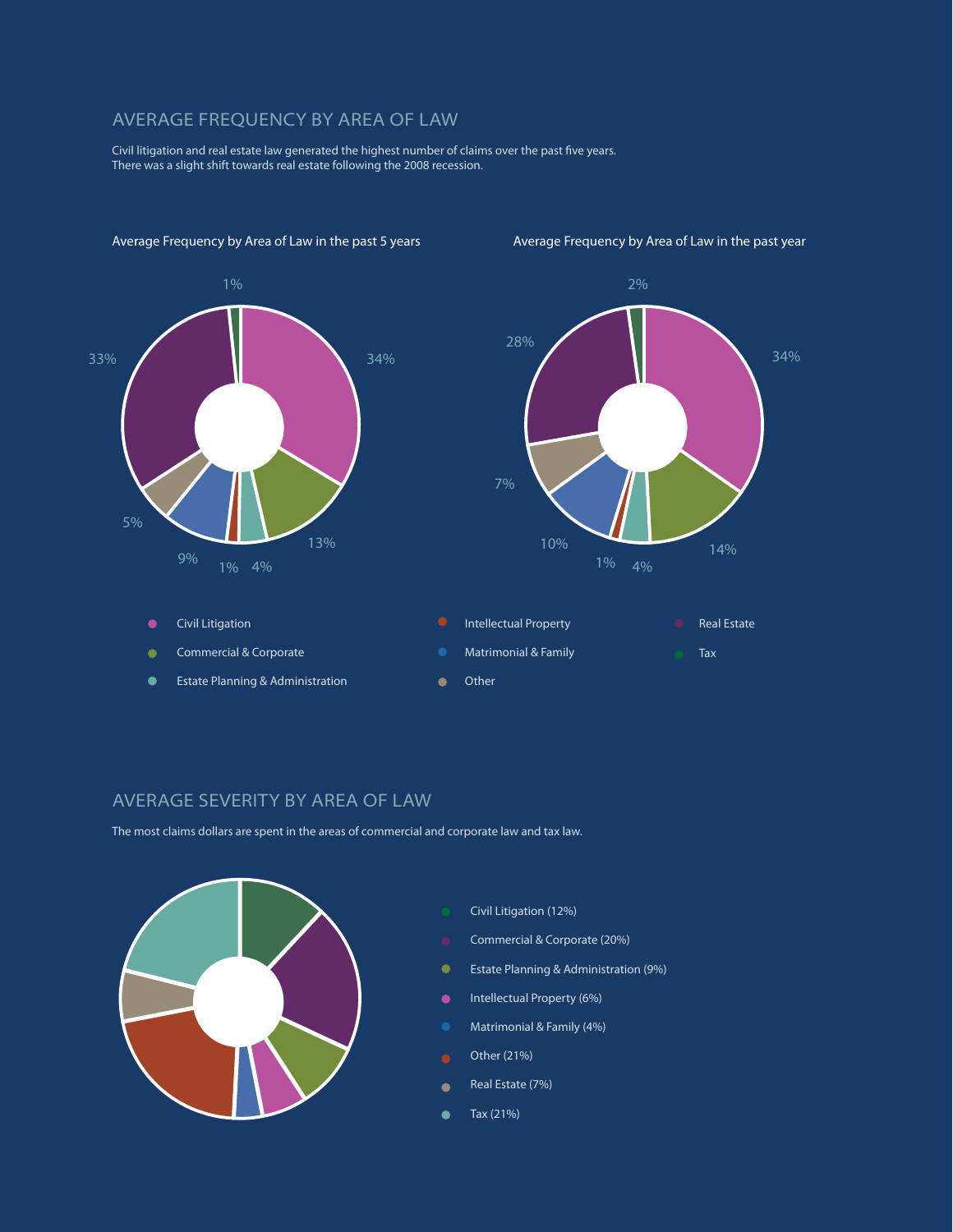## AVERAGE FREQUENCY BY AREA OF LAW

Civil litigation and real estate law generated the highest number of claims over the past five years. There was a slight shift towards real estate following the 2008 recession.

Average Frequency by Area of Law in the past 5 years

Average Frequency by Area of Law in the past year

| Area of Law | Past 5 years | Past year |
|---|---|---|
| Civil Litigation | 34% | 34% |
| Commercial & Corporate | 13% | 14% |
| Estate Planning & Administration | 4% | 4% |
| Intellectual Property | 1% | 1% |
| Matrimonial & Family | 9% | 10% |
| Other | 5% | 7% |
| Real Estate | 33% | 28% |
| Tax | 1% | 2% |

## AVERAGE SEVERITY BY AREA OF LAW

The most claims dollars are spent in the areas of commercial and corporate law and tax law.

- Civil Litigation (12%)
- Commercial & Corporate (20%)
- Estate Planning & Administration (9%)
- Intellectual Property (6%)
- Matrimonial & Family (4%)
- Other (21%)
- Real Estate (7%)
- Tax (21%)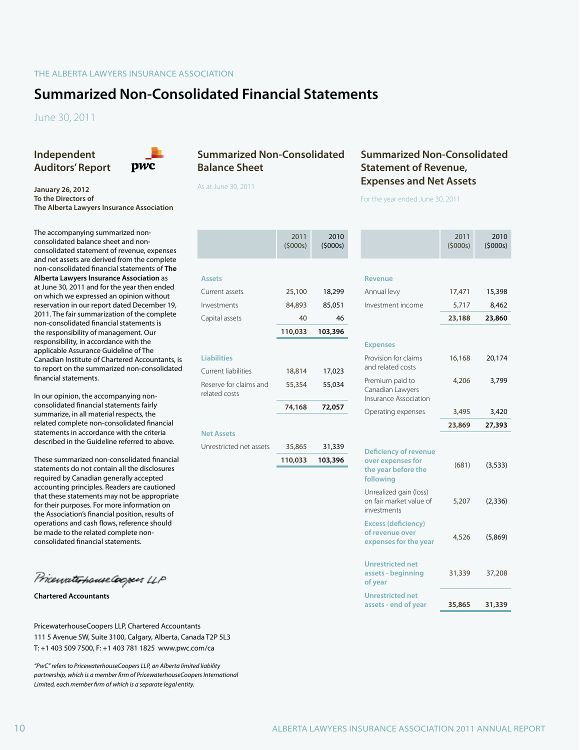THE ALBERTA LAWYERS INSURANCE ASSOCIATION

# Summarized Non-Consolidated Financial Statements

June 30, 2011

## Independent Auditors' Report

**January 26, 2012**
**To the Directors of**
**The Alberta Lawyers Insurance Association**

The accompanying summarized non-consolidated balance sheet and non-consolidated statement of revenue, expenses and net assets are derived from the complete non-consolidated financial statements of **The Alberta Lawyers Insurance Association** as at June 30, 2011 and for the year then ended on which we expressed an opinion without reservation in our report dated December 19, 2011. The fair summarization of the complete non-consolidated financial statements is the responsibility of management. Our responsibility, in accordance with the applicable Assurance Guideline of The Canadian Institute of Chartered Accountants, is to report on the summarized non-consolidated financial statements.

In our opinion, the accompanying non-consolidated financial statements fairly summarize, in all material respects, the related complete non-consolidated financial statements in accordance with the criteria described in the Guideline referred to above.

These summarized non-consolidated financial statements do not contain all the disclosures required by Canadian generally accepted accounting principles. Readers are cautioned that these statements may not be appropriate for their purposes. For more information on the Association's financial position, results of operations and cash flows, reference should be made to the related complete non-consolidated financial statements.

PricewaterhouseCoopers LLP

**Chartered Accountants**

PricewaterhouseCoopers LLP, Chartered Accountants
111 5 Avenue SW, Suite 3100, Calgary, Alberta, Canada T2P 5L3
T: +1 403 509 7500, F: +1 403 781 1825 www.pwc.com/ca

*"PwC" refers to PricewaterhouseCoopers LLP, an Alberta limited liability partnership, which is a member firm of PricewaterhouseCoopers International Limited, each member firm of which is a separate legal entity.*

## Summarized Non-Consolidated Balance Sheet

As at June 30, 2011

| | 2011 ($000s) | 2010 ($000s) |
|---|---|---|
| **Assets** | | |
| Current assets | 25,100 | 18,299 |
| Investments | 84,893 | 85,051 |
| Capital assets | 40 | 46 |
| | **110,033** | **103,396** |
| **Liabilities** | | |
| Current liabilities | 18,814 | 17,023 |
| Reserve for claims and related costs | 55,354 | 55,034 |
| | **74,168** | **72,057** |
| **Net Assets** | | |
| Unrestricted net assets | 35,865 | 31,339 |
| | **110,033** | **103,396** |

## Summarized Non-Consolidated Statement of Revenue, Expenses and Net Assets

For the year ended June 30, 2011

| | 2011 ($000s) | 2010 ($000s) |
|---|---|---|
| **Revenue** | | |
| Annual levy | 17,471 | 15,398 |
| Investment income | 5,717 | 8,462 |
| | **23,188** | **23,860** |
| **Expenses** | | |
| Provision for claims and related costs | 16,168 | 20,174 |
| Premium paid to Canadian Lawyers Insurance Association | 4,206 | 3,799 |
| Operating expenses | 3,495 | 3,420 |
| | **23,869** | **27,393** |
| **Deficiency of revenue over expenses for the year before the following** | (681) | (3,533) |
| Unrealized gain (loss) on fair market value of investments | 5,207 | (2,336) |
| **Excess (deficiency) of revenue over expenses for the year** | 4,526 | (5,869) |
| **Unrestricted net assets - beginning of year** | 31,339 | 37,208 |
| **Unrestricted net assets - end of year** | **35,865** | **31,339** |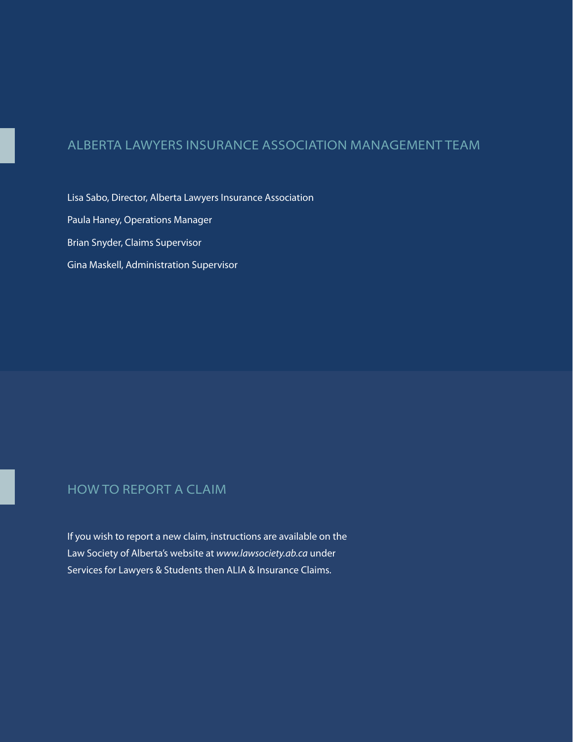## ALBERTA LAWYERS INSURANCE ASSOCIATION MANAGEMENT TEAM

Lisa Sabo, Director, Alberta Lawyers Insurance Association

Paula Haney, Operations Manager

Brian Snyder, Claims Supervisor

Gina Maskell, Administration Supervisor

## HOW TO REPORT A CLAIM

If you wish to report a new claim, instructions are available on the Law Society of Alberta's website at *www.lawsociety.ab.ca* under Services for Lawyers & Students then ALIA & Insurance Claims.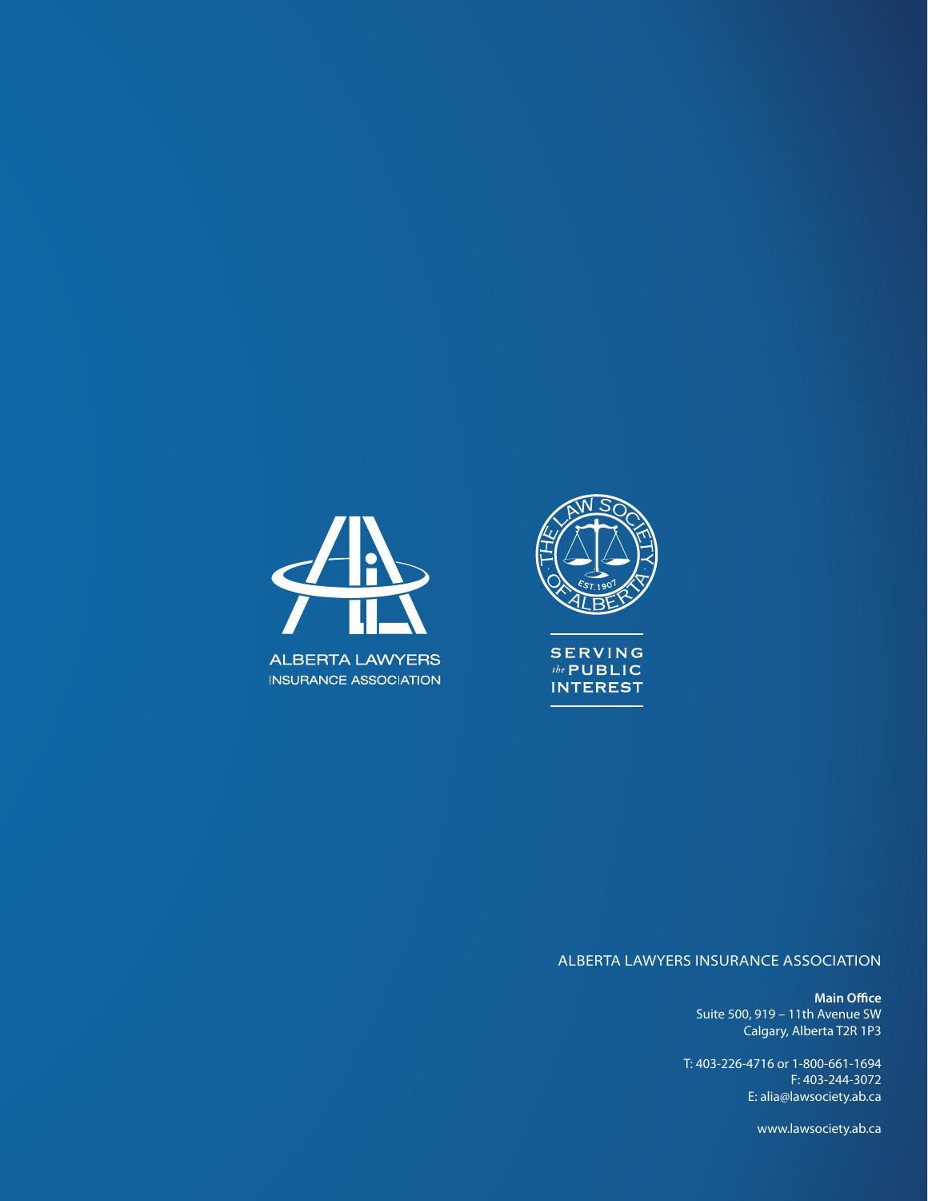ALBERTA LAWYERS
INSURANCE ASSOCIATION

SERVING
*the* PUBLIC
INTEREST

ALBERTA LAWYERS INSURANCE ASSOCIATION

**Main Office**
Suite 500, 919 – 11th Avenue SW
Calgary, Alberta T2R 1P3

T: 403-226-4716 or 1-800-661-1694
F: 403-244-3072
E: alia@lawsociety.ab.ca

www.lawsociety.ab.ca